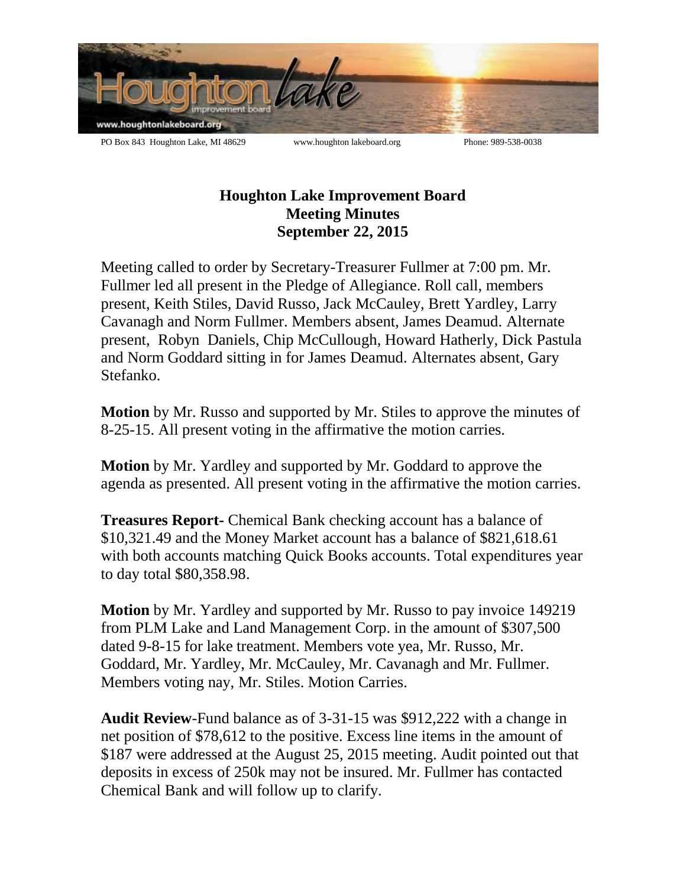PO Box 843 Houghton Lake, MI 48629 www.houghton lakeboard.org Phone: 989-538-0038

# Houghton Lake Improvement Board
## Meeting Minutes
## September 22, 2015

Meeting called to order by Secretary-Treasurer Fullmer at 7:00 pm. Mr. Fullmer led all present in the Pledge of Allegiance. Roll call, members present, Keith Stiles, David Russo, Jack McCauley, Brett Yardley, Larry Cavanagh and Norm Fullmer. Members absent, James Deamud. Alternate present, Robyn Daniels, Chip McCullough, Howard Hatherly, Dick Pastula and Norm Goddard sitting in for James Deamud. Alternates absent, Gary Stefanko.

**Motion** by Mr. Russo and supported by Mr. Stiles to approve the minutes of 8-25-15. All present voting in the affirmative the motion carries.

**Motion** by Mr. Yardley and supported by Mr. Goddard to approve the agenda as presented. All present voting in the affirmative the motion carries.

**Treasures Report-** Chemical Bank checking account has a balance of $10,321.49 and the Money Market account has a balance of $821,618.61 with both accounts matching Quick Books accounts. Total expenditures year to day total $80,358.98.

**Motion** by Mr. Yardley and supported by Mr. Russo to pay invoice 149219 from PLM Lake and Land Management Corp. in the amount of $307,500 dated 9-8-15 for lake treatment. Members vote yea, Mr. Russo, Mr. Goddard, Mr. Yardley, Mr. McCauley, Mr. Cavanagh and Mr. Fullmer. Members voting nay, Mr. Stiles. Motion Carries.

**Audit Review**-Fund balance as of 3-31-15 was $912,222 with a change in net position of $78,612 to the positive. Excess line items in the amount of $187 were addressed at the August 25, 2015 meeting. Audit pointed out that deposits in excess of 250k may not be insured. Mr. Fullmer has contacted Chemical Bank and will follow up to clarify.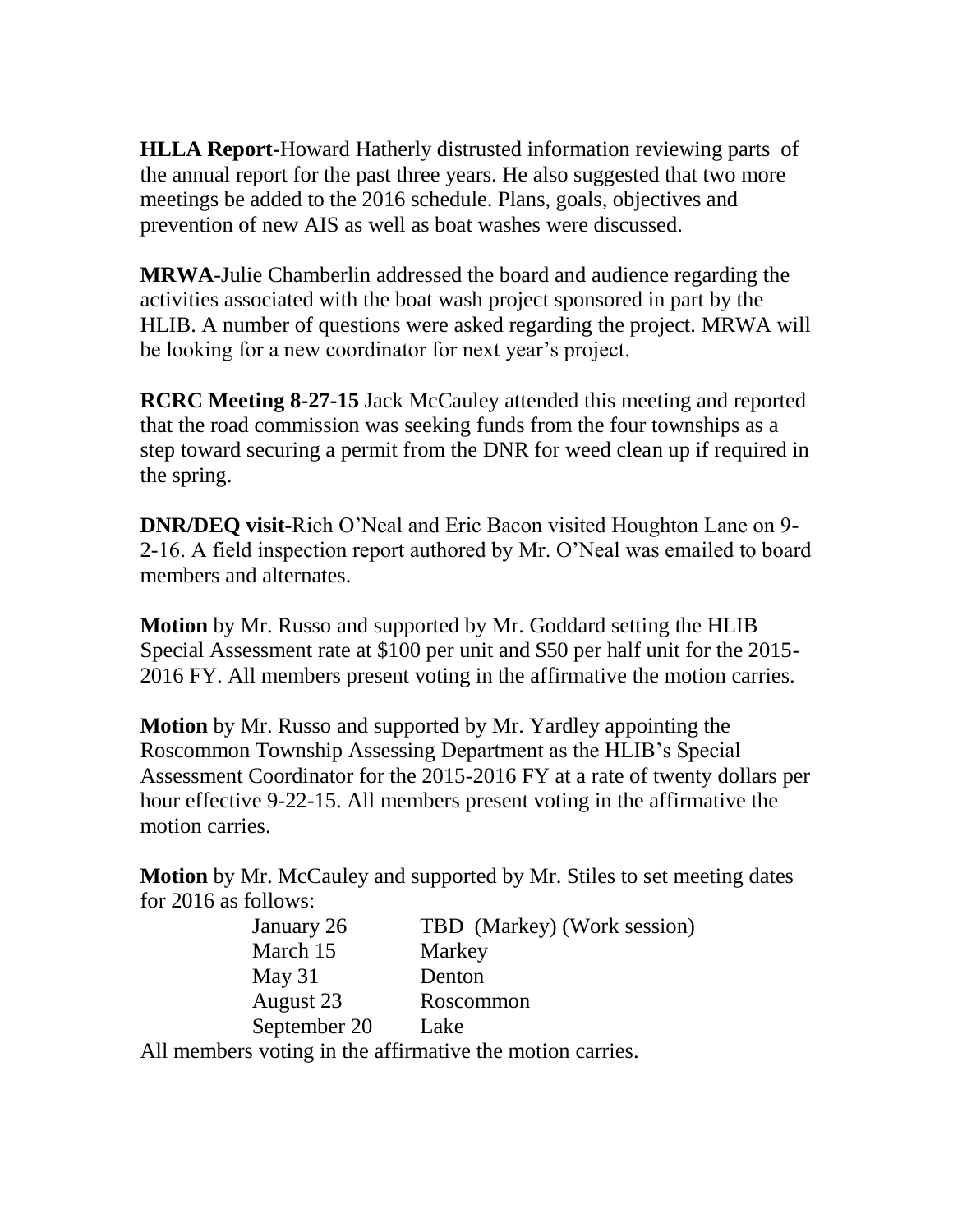**HLLA Report**-Howard Hatherly distrusted information reviewing parts of the annual report for the past three years. He also suggested that two more meetings be added to the 2016 schedule. Plans, goals, objectives and prevention of new AIS as well as boat washes were discussed.

**MRWA**-Julie Chamberlin addressed the board and audience regarding the activities associated with the boat wash project sponsored in part by the HLIB. A number of questions were asked regarding the project. MRWA will be looking for a new coordinator for next year's project.

**RCRC Meeting 8-27-15** Jack McCauley attended this meeting and reported that the road commission was seeking funds from the four townships as a step toward securing a permit from the DNR for weed clean up if required in the spring.

**DNR/DEQ visit**-Rich O'Neal and Eric Bacon visited Houghton Lane on 9-2-16. A field inspection report authored by Mr. O'Neal was emailed to board members and alternates.

**Motion** by Mr. Russo and supported by Mr. Goddard setting the HLIB Special Assessment rate at $100 per unit and $50 per half unit for the 2015-2016 FY. All members present voting in the affirmative the motion carries.

**Motion** by Mr. Russo and supported by Mr. Yardley appointing the Roscommon Township Assessing Department as the HLIB's Special Assessment Coordinator for the 2015-2016 FY at a rate of twenty dollars per hour effective 9-22-15. All members present voting in the affirmative the motion carries.

**Motion** by Mr. McCauley and supported by Mr. Stiles to set meeting dates for 2016 as follows:

| | |
|---|---|
| January 26 | TBD (Markey) (Work session) |
| March 15 | Markey |
| May 31 | Denton |
| August 23 | Roscommon |
| September 20 | Lake |

All members voting in the affirmative the motion carries.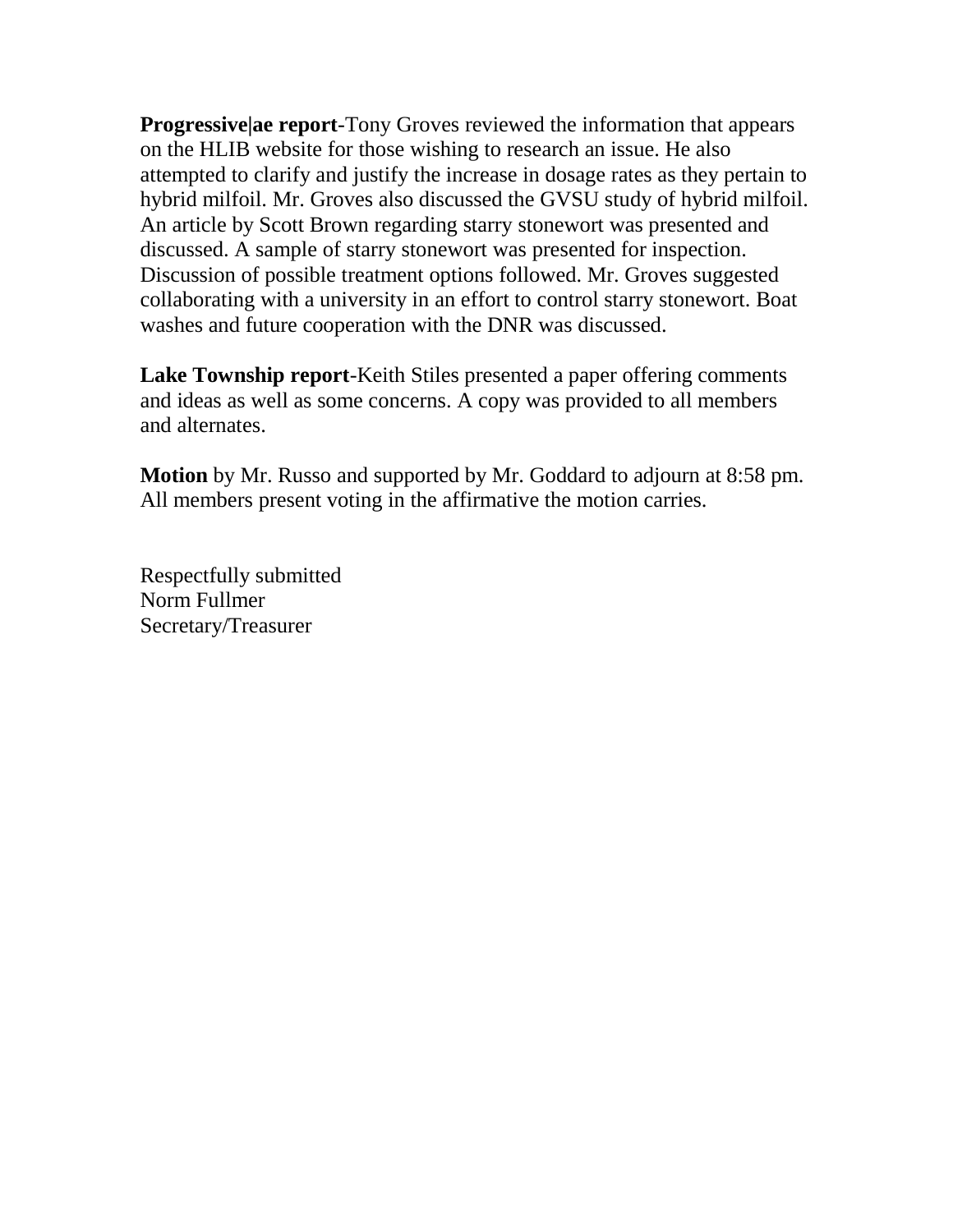**Progressive|ae report**-Tony Groves reviewed the information that appears on the HLIB website for those wishing to research an issue. He also attempted to clarify and justify the increase in dosage rates as they pertain to hybrid milfoil. Mr. Groves also discussed the GVSU study of hybrid milfoil. An article by Scott Brown regarding starry stonewort was presented and discussed. A sample of starry stonewort was presented for inspection. Discussion of possible treatment options followed. Mr. Groves suggested collaborating with a university in an effort to control starry stonewort. Boat washes and future cooperation with the DNR was discussed.

**Lake Township report**-Keith Stiles presented a paper offering comments and ideas as well as some concerns. A copy was provided to all members and alternates.

**Motion** by Mr. Russo and supported by Mr. Goddard to adjourn at 8:58 pm. All members present voting in the affirmative the motion carries.

Respectfully submitted
Norm Fullmer
Secretary/Treasurer